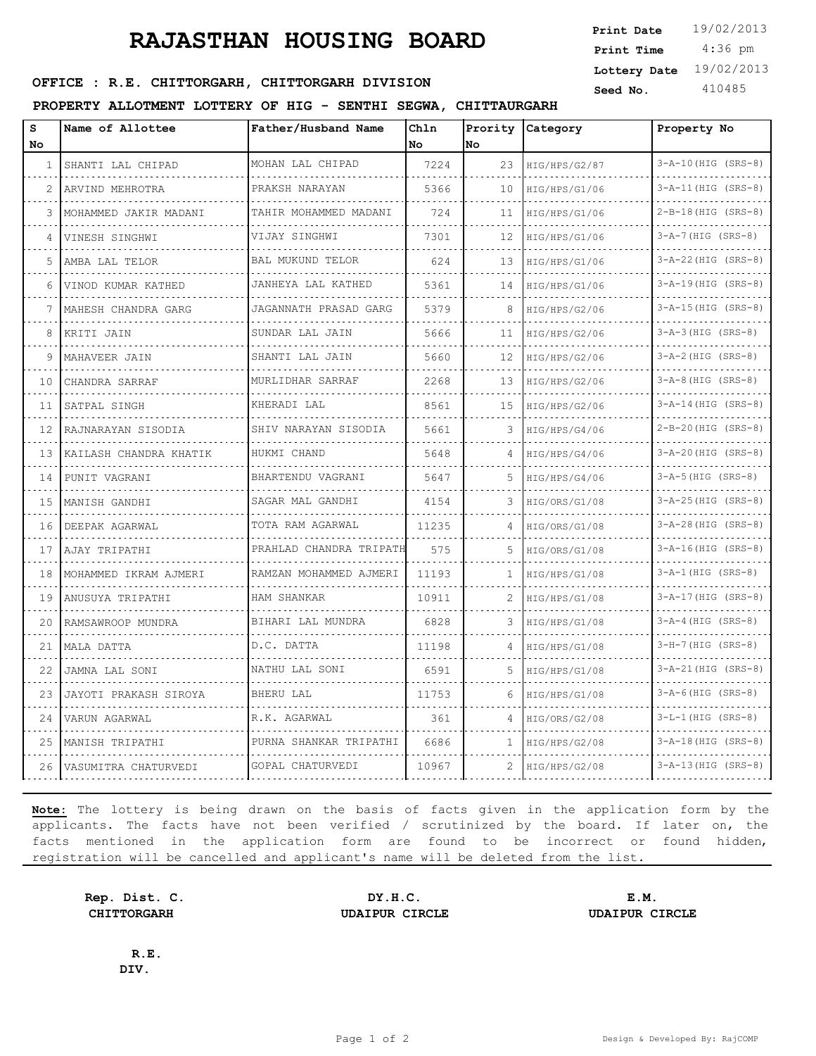# RAJASTHAN HOUSING BOARD

**Print Date** 19/02/2013
**Print Time** 4:36 pm
**Lottery Date** 19/02/2013
**Seed No.** 410485

**OFFICE : R.E. CHITTORGARH, CHITTORGARH DIVISION**

**PROPERTY ALLOTMENT LOTTERY OF HIG - SENTHI SEGWA, CHITTAURGARH**

| S No | Name of Allottee | Father/Husband Name | Chln No | Prority No | Category | Property No |
|---|---|---|---|---|---|---|
| 1 | SHANTI LAL CHIPAD | MOHAN LAL CHIPAD | 7224 | 23 | HIG/HPS/G2/87 | 3-A-10(HIG (SRS-8) |
| 2 | ARVIND MEHROTRA | PRAKSH NARAYAN | 5366 | 10 | HIG/HPS/G1/06 | 3-A-11(HIG (SRS-8) |
| 3 | MOHAMMED JAKIR MADANI | TAHIR MOHAMMED MADANI | 724 | 11 | HIG/HPS/G1/06 | 2-B-18(HIG (SRS-8) |
| 4 | VINESH SINGHWI | VIJAY SINGHWI | 7301 | 12 | HIG/HPS/G1/06 | 3-A-7(HIG (SRS-8) |
| 5 | AMBA LAL TELOR | BAL MUKUND TELOR | 624 | 13 | HIG/HPS/G1/06 | 3-A-22(HIG (SRS-8) |
| 6 | VINOD KUMAR KATHED | JANHEYA LAL KATHED | 5361 | 14 | HIG/HPS/G1/06 | 3-A-19(HIG (SRS-8) |
| 7 | MAHESH CHANDRA GARG | JAGANNATH PRASAD GARG | 5379 | 8 | HIG/HPS/G2/06 | 3-A-15(HIG (SRS-8) |
| 8 | KRITI JAIN | SUNDAR LAL JAIN | 5666 | 11 | HIG/HPS/G2/06 | 3-A-3(HIG (SRS-8) |
| 9 | MAHAVEER JAIN | SHANTI LAL JAIN | 5660 | 12 | HIG/HPS/G2/06 | 3-A-2(HIG (SRS-8) |
| 10 | CHANDRA SARRAF | MURLIDHAR SARRAF | 2268 | 13 | HIG/HPS/G2/06 | 3-A-8(HIG (SRS-8) |
| 11 | SATPAL SINGH | KHERADI LAL | 8561 | 15 | HIG/HPS/G2/06 | 3-A-14(HIG (SRS-8) |
| 12 | RAJNARAYAN SISODIA | SHIV NARAYAN SISODIA | 5661 | 3 | HIG/HPS/G4/06 | 2-B-20(HIG (SRS-8) |
| 13 | KAILASH CHANDRA KHATIK | HUKMI CHAND | 5648 | 4 | HIG/HPS/G4/06 | 3-A-20(HIG (SRS-8) |
| 14 | PUNIT VAGRANI | BHARTENDU VAGRANI | 5647 | 5 | HIG/HPS/G4/06 | 3-A-5(HIG (SRS-8) |
| 15 | MANISH GANDHI | SAGAR MAL GANDHI | 4154 | 3 | HIG/ORS/G1/08 | 3-A-25(HIG (SRS-8) |
| 16 | DEEPAK AGARWAL | TOTA RAM AGARWAL | 11235 | 4 | HIG/ORS/G1/08 | 3-A-28(HIG (SRS-8) |
| 17 | AJAY TRIPATHI | PRAHLAD CHANDRA TRIPATH | 575 | 5 | HIG/ORS/G1/08 | 3-A-16(HIG (SRS-8) |
| 18 | MOHAMMED IKRAM AJMERI | RAMZAN MOHAMMED AJMERI | 11193 | 1 | HIG/HPS/G1/08 | 3-A-1(HIG (SRS-8) |
| 19 | ANUSUYA TRIPATHI | HAM SHANKAR | 10911 | 2 | HIG/HPS/G1/08 | 3-A-17(HIG (SRS-8) |
| 20 | RAMSAWROOP MUNDRA | BIHARI LAL MUNDRA | 6828 | 3 | HIG/HPS/G1/08 | 3-A-4(HIG (SRS-8) |
| 21 | MALA DATTA | D.C. DATTA | 11198 | 4 | HIG/HPS/G1/08 | 3-H-7(HIG (SRS-8) |
| 22 | JAMNA LAL SONI | NATHU LAL SONI | 6591 | 5 | HIG/HPS/G1/08 | 3-A-21(HIG (SRS-8) |
| 23 | JAYOTI PRAKASH SIROYA | BHERU LAL | 11753 | 6 | HIG/HPS/G1/08 | 3-A-6(HIG (SRS-8) |
| 24 | VARUN AGARWAL | R.K. AGARWAL | 361 | 4 | HIG/ORS/G2/08 | 3-L-1(HIG (SRS-8) |
| 25 | MANISH TRIPATHI | PURNA SHANKAR TRIPATHI | 6686 | 1 | HIG/HPS/G2/08 | 3-A-18(HIG (SRS-8) |
| 26 | VASUMITRA CHATURVEDI | GOPAL CHATURVEDI | 10967 | 2 | HIG/HPS/G2/08 | 3-A-13(HIG (SRS-8) |

**Note:** The lottery is being drawn on the basis of facts given in the application form by the applicants. The facts have not been verified / scrutinized by the board. If later on, the facts mentioned in the application form are found to be incorrect or found hidden, registration will be cancelled and applicant's name will be deleted from the list.

**Rep. Dist. C.**
**CHITTORGARH**

**DY.H.C.**
**UDAIPUR CIRCLE**

**E.M.**
**UDAIPUR CIRCLE**

**R.E.**
**DIV.**

Design & Developed By: RajCOMP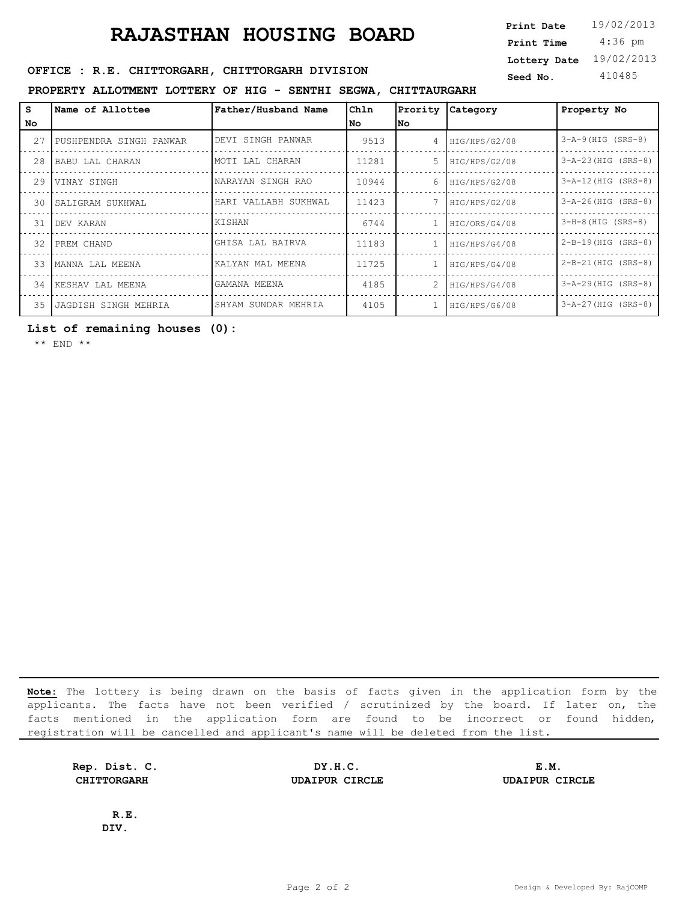# RAJASTHAN HOUSING BOARD

**Print Date** 19/02/2013
**Print Time** 4:36 pm
**Lottery Date** 19/02/2013
**Seed No.** 410485

**OFFICE : R.E. CHITTORGARH, CHITTORGARH DIVISION**

**PROPERTY ALLOTMENT LOTTERY OF HIG - SENTHI SEGWA, CHITTAURGARH**

| S No | Name of Allottee | Father/Husband Name | Chln No | Prority No | Category | Property No |
|---|---|---|---|---|---|---|
| 27 | PUSHPENDRA SINGH PANWAR | DEVI SINGH PANWAR | 9513 | 4 | HIG/HPS/G2/08 | 3-A-9(HIG (SRS-8) |
| 28 | BABU LAL CHARAN | MOTI LAL CHARAN | 11281 | 5 | HIG/HPS/G2/08 | 3-A-23(HIG (SRS-8) |
| 29 | VINAY SINGH | NARAYAN SINGH RAO | 10944 | 6 | HIG/HPS/G2/08 | 3-A-12(HIG (SRS-8) |
| 30 | SALIGRAM SUKHWAL | HARI VALLABH SUKHWAL | 11423 | 7 | HIG/HPS/G2/08 | 3-A-26(HIG (SRS-8) |
| 31 | DEV KARAN | KISHAN | 6744 | 1 | HIG/ORS/G4/08 | 3-H-8(HIG (SRS-8) |
| 32 | PREM CHAND | GHISA LAL BAIRVA | 11183 | 1 | HIG/HPS/G4/08 | 2-B-19(HIG (SRS-8) |
| 33 | MANNA LAL MEENA | KALYAN MAL MEENA | 11725 | 1 | HIG/HPS/G4/08 | 2-B-21(HIG (SRS-8) |
| 34 | KESHAV LAL MEENA | GAMANA MEENA | 4185 | 2 | HIG/HPS/G4/08 | 3-A-29(HIG (SRS-8) |
| 35 | JAGDISH SINGH MEHRIA | SHYAM SUNDAR MEHRIA | 4105 | 1 | HIG/HPS/G6/08 | 3-A-27(HIG (SRS-8) |

**List of remaining houses (0):**

** END **

**Note:** The lottery is being drawn on the basis of facts given in the application form by the applicants. The facts have not been verified / scrutinized by the board. If later on, the facts mentioned in the application form are found to be incorrect or found hidden, registration will be cancelled and applicant's name will be deleted from the list.

**Rep. Dist. C.**
**CHITTORGARH**

**DY.H.C.**
**UDAIPUR CIRCLE**

**E.M.**
**UDAIPUR CIRCLE**

**R.E.**
**DIV.**

Design & Developed By: RajCOMP